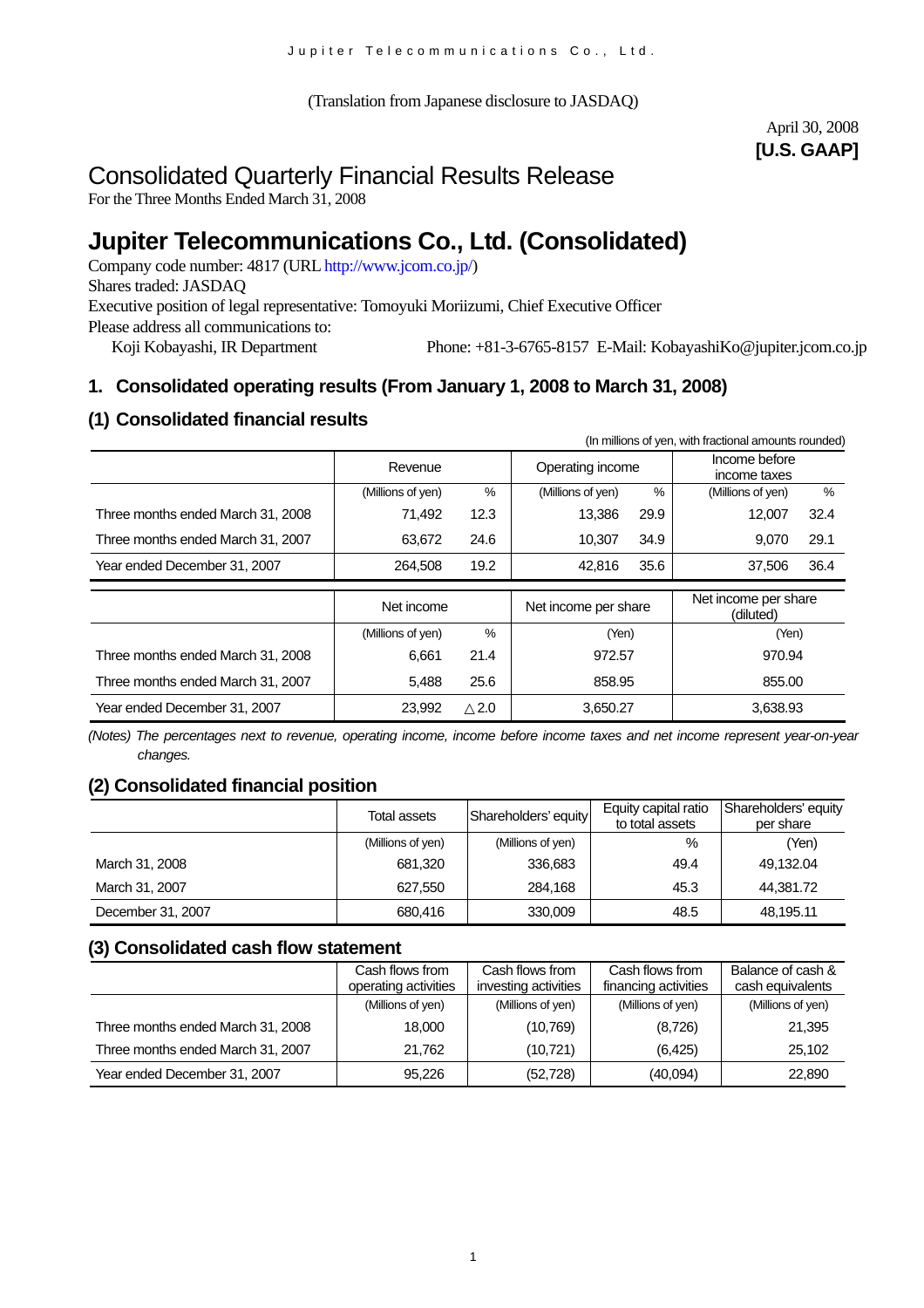Jupiter Telecommunications Co., Ltd.

(Translation from Japanese disclosure to JASDAQ)

April 30, 2008
**[U.S. GAAP]**

# Consolidated Quarterly Financial Results Release

For the Three Months Ended March 31, 2008

# Jupiter Telecommunications Co., Ltd. (Consolidated)

Company code number: 4817 (URL http://www.jcom.co.jp/)
Shares traded: JASDAQ
Executive position of legal representative: Tomoyuki Moriizumi, Chief Executive Officer
Please address all communications to:
Koji Kobayashi, IR Department Phone: +81-3-6765-8157 E-Mail: KobayashiKo@jupiter.jcom.co.jp

## 1. Consolidated operating results (From January 1, 2008 to March 31, 2008)

### (1) Consolidated financial results

(In millions of yen, with fractional amounts rounded)

| | Revenue | | Operating income | | Income before income taxes | |
|---|---|---|---|---|---|---|
| | (Millions of yen) | % | (Millions of yen) | % | (Millions of yen) | % |
| Three months ended March 31, 2008 | 71,492 | 12.3 | 13,386 | 29.9 | 12,007 | 32.4 |
| Three months ended March 31, 2007 | 63,672 | 24.6 | 10,307 | 34.9 | 9,070 | 29.1 |
| Year ended December 31, 2007 | 264,508 | 19.2 | 42,816 | 35.6 | 37,506 | 36.4 |

| | Net income | | Net income per share | Net income per share (diluted) |
|---|---|---|---|---|
| | (Millions of yen) | % | (Yen) | (Yen) |
| Three months ended March 31, 2008 | 6,661 | 21.4 | 972.57 | 970.94 |
| Three months ended March 31, 2007 | 5,488 | 25.6 | 858.95 | 855.00 |
| Year ended December 31, 2007 | 23,992 | △2.0 | 3,650.27 | 3,638.93 |

*(Notes) The percentages next to revenue, operating income, income before income taxes and net income represent year-on-year changes.*

### (2) Consolidated financial position

| | Total assets | Shareholders' equity | Equity capital ratio to total assets | Shareholders' equity per share |
|---|---|---|---|---|
| | (Millions of yen) | (Millions of yen) | % | (Yen) |
| March 31, 2008 | 681,320 | 336,683 | 49.4 | 49,132.04 |
| March 31, 2007 | 627,550 | 284,168 | 45.3 | 44,381.72 |
| December 31, 2007 | 680,416 | 330,009 | 48.5 | 48,195.11 |

### (3) Consolidated cash flow statement

| | Cash flows from operating activities | Cash flows from investing activities | Cash flows from financing activities | Balance of cash & cash equivalents |
|---|---|---|---|---|
| | (Millions of yen) | (Millions of yen) | (Millions of yen) | (Millions of yen) |
| Three months ended March 31, 2008 | 18,000 | (10,769) | (8,726) | 21,395 |
| Three months ended March 31, 2007 | 21,762 | (10,721) | (6,425) | 25,102 |
| Year ended December 31, 2007 | 95,226 | (52,728) | (40,094) | 22,890 |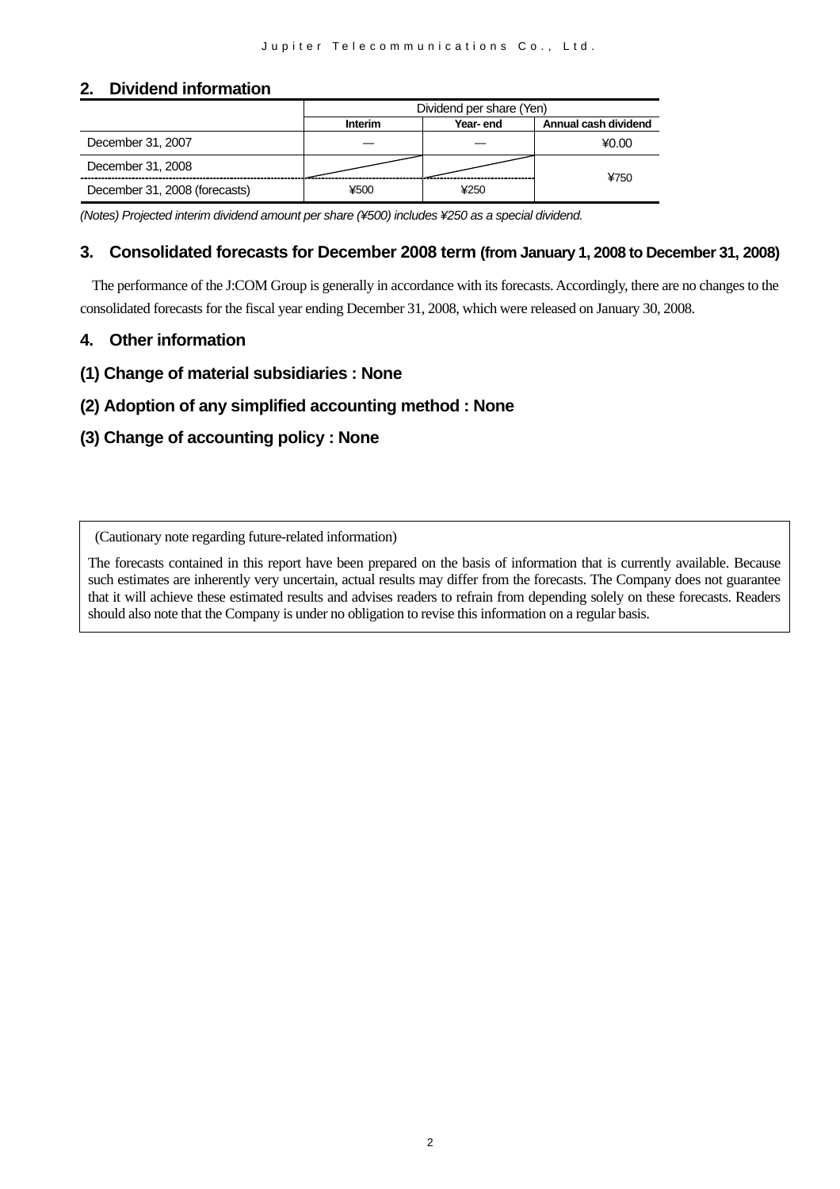## 2. Dividend information

| | Dividend per share (Yen) | | |
|---|---|---|---|
| | **Interim** | **Year- end** | **Annual cash dividend** |
| December 31, 2007 | — | — | ¥0.00 |
| December 31, 2008 | | | ¥750 |
| December 31, 2008 (forecasts) | ¥500 | ¥250 | |

*(Notes) Projected interim dividend amount per share (¥500) includes ¥250 as a special dividend.*

## 3. Consolidated forecasts for December 2008 term (from January 1, 2008 to December 31, 2008)

The performance of the J:COM Group is generally in accordance with its forecasts. Accordingly, there are no changes to the consolidated forecasts for the fiscal year ending December 31, 2008, which were released on January 30, 2008.

## 4. Other information

### (1) Change of material subsidiaries : None

### (2) Adoption of any simplified accounting method : None

### (3) Change of accounting policy : None

(Cautionary note regarding future-related information)

The forecasts contained in this report have been prepared on the basis of information that is currently available. Because such estimates are inherently very uncertain, actual results may differ from the forecasts. The Company does not guarantee that it will achieve these estimated results and advises readers to refrain from depending solely on these forecasts. Readers should also note that the Company is under no obligation to revise this information on a regular basis.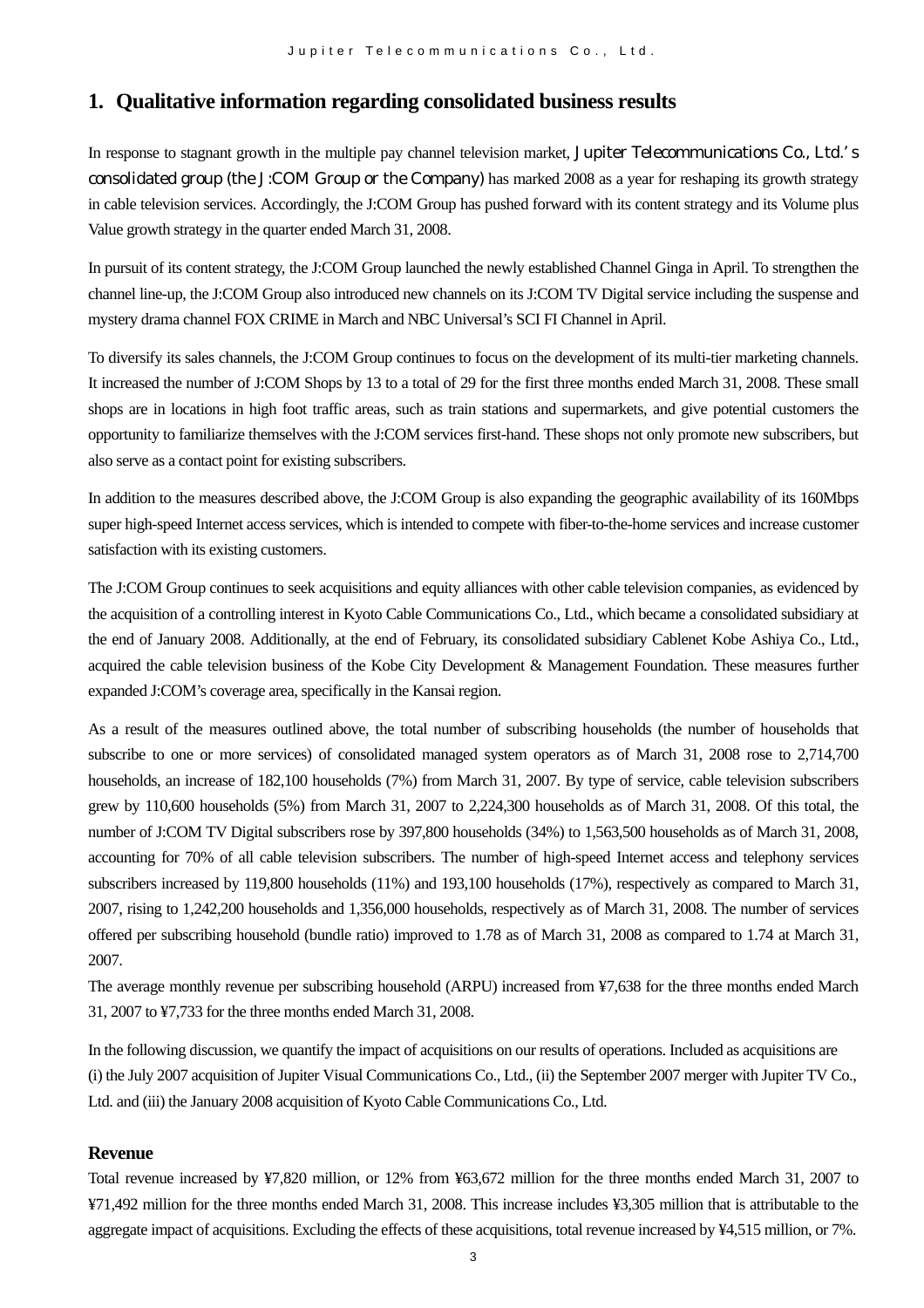# 1. Qualitative information regarding consolidated business results

In response to stagnant growth in the multiple pay channel television market, Jupiter Telecommunications Co., Ltd.'s consolidated group (the J:COM Group or the Company) has marked 2008 as a year for reshaping its growth strategy in cable television services. Accordingly, the J:COM Group has pushed forward with its content strategy and its Volume plus Value growth strategy in the quarter ended March 31, 2008.

In pursuit of its content strategy, the J:COM Group launched the newly established Channel Ginga in April. To strengthen the channel line-up, the J:COM Group also introduced new channels on its J:COM TV Digital service including the suspense and mystery drama channel FOX CRIME in March and NBC Universal's SCI FI Channel in April.

To diversify its sales channels, the J:COM Group continues to focus on the development of its multi-tier marketing channels. It increased the number of J:COM Shops by 13 to a total of 29 for the first three months ended March 31, 2008. These small shops are in locations in high foot traffic areas, such as train stations and supermarkets, and give potential customers the opportunity to familiarize themselves with the J:COM services first-hand. These shops not only promote new subscribers, but also serve as a contact point for existing subscribers.

In addition to the measures described above, the J:COM Group is also expanding the geographic availability of its 160Mbps super high-speed Internet access services, which is intended to compete with fiber-to-the-home services and increase customer satisfaction with its existing customers.

The J:COM Group continues to seek acquisitions and equity alliances with other cable television companies, as evidenced by the acquisition of a controlling interest in Kyoto Cable Communications Co., Ltd., which became a consolidated subsidiary at the end of January 2008. Additionally, at the end of February, its consolidated subsidiary Cablenet Kobe Ashiya Co., Ltd., acquired the cable television business of the Kobe City Development & Management Foundation. These measures further expanded J:COM's coverage area, specifically in the Kansai region.

As a result of the measures outlined above, the total number of subscribing households (the number of households that subscribe to one or more services) of consolidated managed system operators as of March 31, 2008 rose to 2,714,700 households, an increase of 182,100 households (7%) from March 31, 2007. By type of service, cable television subscribers grew by 110,600 households (5%) from March 31, 2007 to 2,224,300 households as of March 31, 2008. Of this total, the number of J:COM TV Digital subscribers rose by 397,800 households (34%) to 1,563,500 households as of March 31, 2008, accounting for 70% of all cable television subscribers. The number of high-speed Internet access and telephony services subscribers increased by 119,800 households (11%) and 193,100 households (17%), respectively as compared to March 31, 2007, rising to 1,242,200 households and 1,356,000 households, respectively as of March 31, 2008. The number of services offered per subscribing household (bundle ratio) improved to 1.78 as of March 31, 2008 as compared to 1.74 at March 31, 2007.

The average monthly revenue per subscribing household (ARPU) increased from ¥7,638 for the three months ended March 31, 2007 to ¥7,733 for the three months ended March 31, 2008.

In the following discussion, we quantify the impact of acquisitions on our results of operations. Included as acquisitions are (i) the July 2007 acquisition of Jupiter Visual Communications Co., Ltd., (ii) the September 2007 merger with Jupiter TV Co., Ltd. and (iii) the January 2008 acquisition of Kyoto Cable Communications Co., Ltd.

### Revenue

Total revenue increased by ¥7,820 million, or 12% from ¥63,672 million for the three months ended March 31, 2007 to ¥71,492 million for the three months ended March 31, 2008. This increase includes ¥3,305 million that is attributable to the aggregate impact of acquisitions. Excluding the effects of these acquisitions, total revenue increased by ¥4,515 million, or 7%.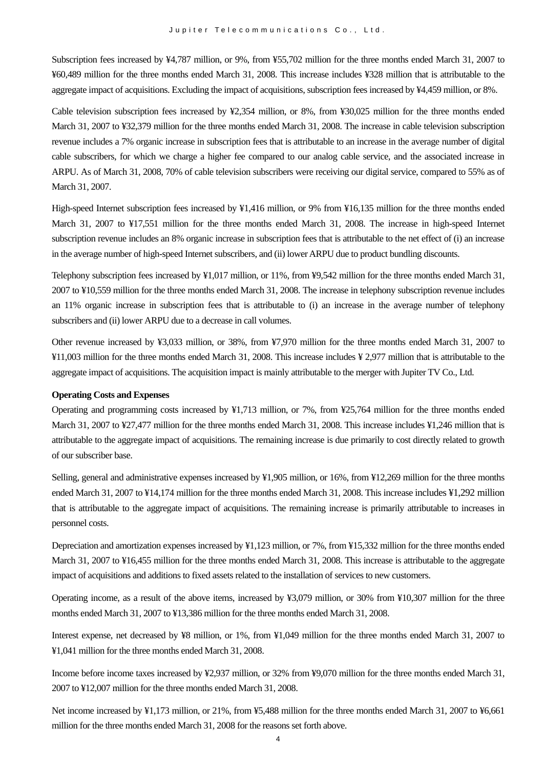Subscription fees increased by ¥4,787 million, or 9%, from ¥55,702 million for the three months ended March 31, 2007 to ¥60,489 million for the three months ended March 31, 2008. This increase includes ¥328 million that is attributable to the aggregate impact of acquisitions. Excluding the impact of acquisitions, subscription fees increased by ¥4,459 million, or 8%.

Cable television subscription fees increased by ¥2,354 million, or 8%, from ¥30,025 million for the three months ended March 31, 2007 to ¥32,379 million for the three months ended March 31, 2008. The increase in cable television subscription revenue includes a 7% organic increase in subscription fees that is attributable to an increase in the average number of digital cable subscribers, for which we charge a higher fee compared to our analog cable service, and the associated increase in ARPU. As of March 31, 2008, 70% of cable television subscribers were receiving our digital service, compared to 55% as of March 31, 2007.

High-speed Internet subscription fees increased by ¥1,416 million, or 9% from ¥16,135 million for the three months ended March 31, 2007 to ¥17,551 million for the three months ended March 31, 2008. The increase in high-speed Internet subscription revenue includes an 8% organic increase in subscription fees that is attributable to the net effect of (i) an increase in the average number of high-speed Internet subscribers, and (ii) lower ARPU due to product bundling discounts.

Telephony subscription fees increased by ¥1,017 million, or 11%, from ¥9,542 million for the three months ended March 31, 2007 to ¥10,559 million for the three months ended March 31, 2008. The increase in telephony subscription revenue includes an 11% organic increase in subscription fees that is attributable to (i) an increase in the average number of telephony subscribers and (ii) lower ARPU due to a decrease in call volumes.

Other revenue increased by ¥3,033 million, or 38%, from ¥7,970 million for the three months ended March 31, 2007 to ¥11,003 million for the three months ended March 31, 2008. This increase includes ¥ 2,977 million that is attributable to the aggregate impact of acquisitions. The acquisition impact is mainly attributable to the merger with Jupiter TV Co., Ltd.

**Operating Costs and Expenses**

Operating and programming costs increased by ¥1,713 million, or 7%, from ¥25,764 million for the three months ended March 31, 2007 to ¥27,477 million for the three months ended March 31, 2008. This increase includes ¥1,246 million that is attributable to the aggregate impact of acquisitions. The remaining increase is due primarily to cost directly related to growth of our subscriber base.

Selling, general and administrative expenses increased by ¥1,905 million, or 16%, from ¥12,269 million for the three months ended March 31, 2007 to ¥14,174 million for the three months ended March 31, 2008. This increase includes ¥1,292 million that is attributable to the aggregate impact of acquisitions. The remaining increase is primarily attributable to increases in personnel costs.

Depreciation and amortization expenses increased by ¥1,123 million, or 7%, from ¥15,332 million for the three months ended March 31, 2007 to ¥16,455 million for the three months ended March 31, 2008. This increase is attributable to the aggregate impact of acquisitions and additions to fixed assets related to the installation of services to new customers.

Operating income, as a result of the above items, increased by ¥3,079 million, or 30% from ¥10,307 million for the three months ended March 31, 2007 to ¥13,386 million for the three months ended March 31, 2008.

Interest expense, net decreased by ¥8 million, or 1%, from ¥1,049 million for the three months ended March 31, 2007 to ¥1,041 million for the three months ended March 31, 2008.

Income before income taxes increased by ¥2,937 million, or 32% from ¥9,070 million for the three months ended March 31, 2007 to ¥12,007 million for the three months ended March 31, 2008.

Net income increased by ¥1,173 million, or 21%, from ¥5,488 million for the three months ended March 31, 2007 to ¥6,661 million for the three months ended March 31, 2008 for the reasons set forth above.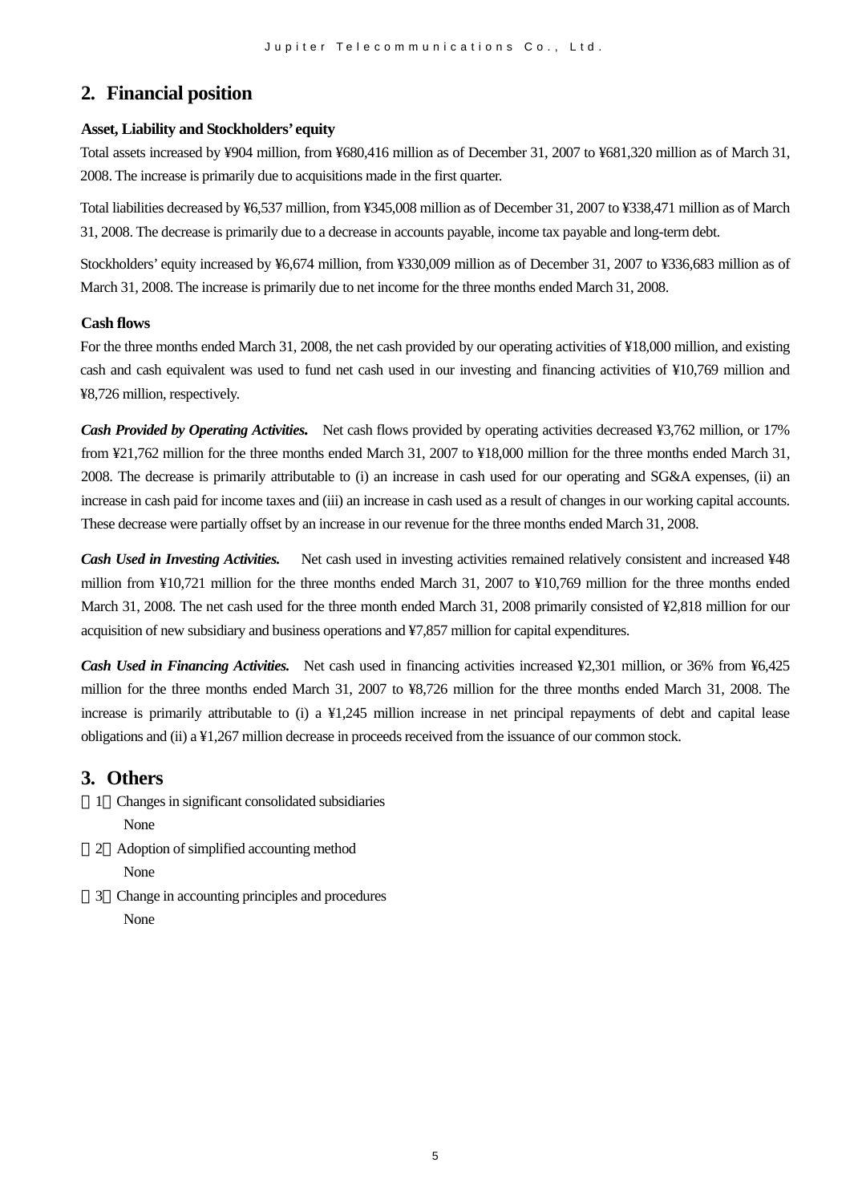## 2. Financial position

### Asset, Liability and Stockholders' equity

Total assets increased by ¥904 million, from ¥680,416 million as of December 31, 2007 to ¥681,320 million as of March 31, 2008. The increase is primarily due to acquisitions made in the first quarter.

Total liabilities decreased by ¥6,537 million, from ¥345,008 million as of December 31, 2007 to ¥338,471 million as of March 31, 2008. The decrease is primarily due to a decrease in accounts payable, income tax payable and long-term debt.

Stockholders' equity increased by ¥6,674 million, from ¥330,009 million as of December 31, 2007 to ¥336,683 million as of March 31, 2008. The increase is primarily due to net income for the three months ended March 31, 2008.

### Cash flows

For the three months ended March 31, 2008, the net cash provided by our operating activities of ¥18,000 million, and existing cash and cash equivalent was used to fund net cash used in our investing and financing activities of ¥10,769 million and ¥8,726 million, respectively.

***Cash Provided by Operating Activities.*** Net cash flows provided by operating activities decreased ¥3,762 million, or 17% from ¥21,762 million for the three months ended March 31, 2007 to ¥18,000 million for the three months ended March 31, 2008. The decrease is primarily attributable to (i) an increase in cash used for our operating and SG&A expenses, (ii) an increase in cash paid for income taxes and (iii) an increase in cash used as a result of changes in our working capital accounts. These decrease were partially offset by an increase in our revenue for the three months ended March 31, 2008.

***Cash Used in Investing Activities.*** Net cash used in investing activities remained relatively consistent and increased ¥48 million from ¥10,721 million for the three months ended March 31, 2007 to ¥10,769 million for the three months ended March 31, 2008. The net cash used for the three month ended March 31, 2008 primarily consisted of ¥2,818 million for our acquisition of new subsidiary and business operations and ¥7,857 million for capital expenditures.

***Cash Used in Financing Activities.*** Net cash used in financing activities increased ¥2,301 million, or 36% from ¥6,425 million for the three months ended March 31, 2007 to ¥8,726 million for the three months ended March 31, 2008. The increase is primarily attributable to (i) a ¥1,245 million increase in net principal repayments of debt and capital lease obligations and (ii) a ¥1,267 million decrease in proceeds received from the issuance of our common stock.

## 3. Others

（1）Changes in significant consolidated subsidiaries

None

（2）Adoption of simplified accounting method

None

（3）Change in accounting principles and procedures

None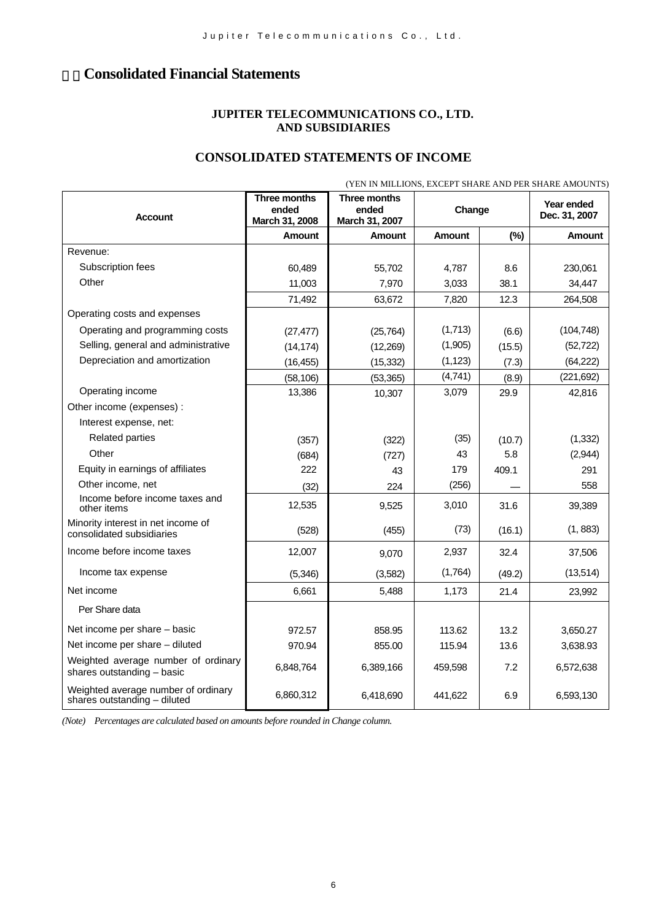## Consolidated Financial Statements

**JUPITER TELECOMMUNICATIONS CO., LTD.**
**AND SUBSIDIARIES**

## CONSOLIDATED STATEMENTS OF INCOME

(YEN IN MILLIONS, EXCEPT SHARE AND PER SHARE AMOUNTS)

| Account | Three months ended March 31, 2008 | Three months ended March 31, 2007 | Change | | Year ended Dec. 31, 2007 |
|---|---|---|---|---|---|
| | Amount | Amount | Amount | (%) | Amount |
| Revenue: | | | | | |
| Subscription fees | 60,489 | 55,702 | 4,787 | 8.6 | 230,061 |
| Other | 11,003 | 7,970 | 3,033 | 38.1 | 34,447 |
| | 71,492 | 63,672 | 7,820 | 12.3 | 264,508 |
| Operating costs and expenses | | | | | |
| Operating and programming costs | (27,477) | (25,764) | (1,713) | (6.6) | (104,748) |
| Selling, general and administrative | (14,174) | (12,269) | (1,905) | (15.5) | (52,722) |
| Depreciation and amortization | (16,455) | (15,332) | (1,123) | (7.3) | (64,222) |
| | (58,106) | (53,365) | (4,741) | (8.9) | (221,692) |
| Operating income | 13,386 | 10,307 | 3,079 | 29.9 | 42,816 |
| Other income (expenses) : | | | | | |
| Interest expense, net: | | | | | |
| Related parties | (357) | (322) | (35) | (10.7) | (1,332) |
| Other | (684) | (727) | 43 | 5.8 | (2,944) |
| Equity in earnings of affiliates | 222 | 43 | 179 | 409.1 | 291 |
| Other income, net | (32) | 224 | (256) | — | 558 |
| Income before income taxes and other items | 12,535 | 9,525 | 3,010 | 31.6 | 39,389 |
| Minority interest in net income of consolidated subsidiaries | (528) | (455) | (73) | (16.1) | (1, 883) |
| Income before income taxes | 12,007 | 9,070 | 2,937 | 32.4 | 37,506 |
| Income tax expense | (5,346) | (3,582) | (1,764) | (49.2) | (13,514) |
| Net income | 6,661 | 5,488 | 1,173 | 21.4 | 23,992 |
| Per Share data | | | | | |
| Net income per share – basic | 972.57 | 858.95 | 113.62 | 13.2 | 3,650.27 |
| Net income per share – diluted | 970.94 | 855.00 | 115.94 | 13.6 | 3,638.93 |
| Weighted average number of ordinary shares outstanding – basic | 6,848,764 | 6,389,166 | 459,598 | 7.2 | 6,572,638 |
| Weighted average number of ordinary shares outstanding – diluted | 6,860,312 | 6,418,690 | 441,622 | 6.9 | 6,593,130 |

*(Note) Percentages are calculated based on amounts before rounded in Change column.*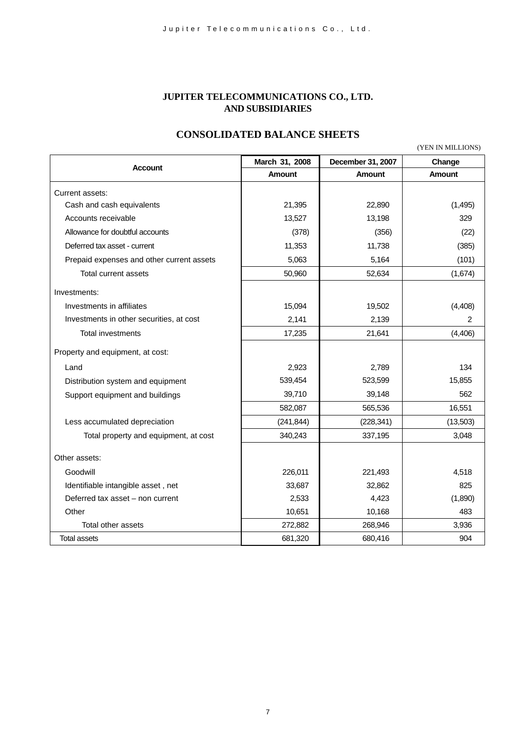# JUPITER TELECOMMUNICATIONS CO., LTD. AND SUBSIDIARIES

## CONSOLIDATED BALANCE SHEETS

(YEN IN MILLIONS)

| Account | March 31, 2008 | December 31, 2007 | Change |
|---|---|---|---|
| | Amount | Amount | Amount |
| Current assets: | | | |
| Cash and cash equivalents | 21,395 | 22,890 | (1,495) |
| Accounts receivable | 13,527 | 13,198 | 329 |
| Allowance for doubtful accounts | (378) | (356) | (22) |
| Deferred tax asset - current | 11,353 | 11,738 | (385) |
| Prepaid expenses and other current assets | 5,063 | 5,164 | (101) |
| Total current assets | 50,960 | 52,634 | (1,674) |
| Investments: | | | |
| Investments in affiliates | 15,094 | 19,502 | (4,408) |
| Investments in other securities, at cost | 2,141 | 2,139 | 2 |
| Total investments | 17,235 | 21,641 | (4,406) |
| Property and equipment, at cost: | | | |
| Land | 2,923 | 2,789 | 134 |
| Distribution system and equipment | 539,454 | 523,599 | 15,855 |
| Support equipment and buildings | 39,710 | 39,148 | 562 |
| | 582,087 | 565,536 | 16,551 |
| Less accumulated depreciation | (241,844) | (228,341) | (13,503) |
| Total property and equipment, at cost | 340,243 | 337,195 | 3,048 |
| Other assets: | | | |
| Goodwill | 226,011 | 221,493 | 4,518 |
| Identifiable intangible asset , net | 33,687 | 32,862 | 825 |
| Deferred tax asset – non current | 2,533 | 4,423 | (1,890) |
| Other | 10,651 | 10,168 | 483 |
| Total other assets | 272,882 | 268,946 | 3,936 |
| Total assets | 681,320 | 680,416 | 904 |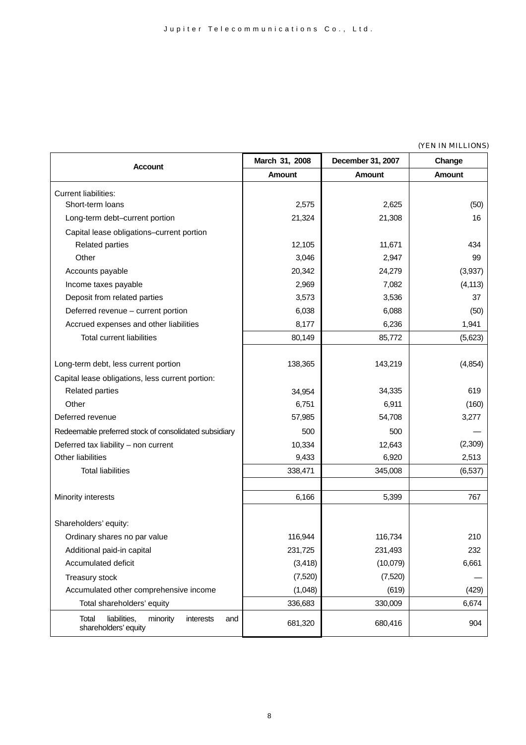(YEN IN MILLIONS)

| Account | March 31, 2008 | December 31, 2007 | Change |
|---|---|---|---|
| | Amount | Amount | Amount |
| Current liabilities: | | | |
| Short-term loans | 2,575 | 2,625 | (50) |
| Long-term debt–current portion | 21,324 | 21,308 | 16 |
| Capital lease obligations–current portion | | | |
| Related parties | 12,105 | 11,671 | 434 |
| Other | 3,046 | 2,947 | 99 |
| Accounts payable | 20,342 | 24,279 | (3,937) |
| Income taxes payable | 2,969 | 7,082 | (4,113) |
| Deposit from related parties | 3,573 | 3,536 | 37 |
| Deferred revenue – current portion | 6,038 | 6,088 | (50) |
| Accrued expenses and other liabilities | 8,177 | 6,236 | 1,941 |
| Total current liabilities | 80,149 | 85,772 | (5,623) |
| Long-term debt, less current portion | 138,365 | 143,219 | (4,854) |
| Capital lease obligations, less current portion: | | | |
| Related parties | 34,954 | 34,335 | 619 |
| Other | 6,751 | 6,911 | (160) |
| Deferred revenue | 57,985 | 54,708 | 3,277 |
| Redeemable preferred stock of consolidated subsidiary | 500 | 500 | — |
| Deferred tax liability – non current | 10,334 | 12,643 | (2,309) |
| Other liabilities | 9,433 | 6,920 | 2,513 |
| Total liabilities | 338,471 | 345,008 | (6,537) |
| Minority interests | 6,166 | 5,399 | 767 |
| Shareholders' equity: | | | |
| Ordinary shares no par value | 116,944 | 116,734 | 210 |
| Additional paid-in capital | 231,725 | 231,493 | 232 |
| Accumulated deficit | (3,418) | (10,079) | 6,661 |
| Treasury stock | (7,520) | (7,520) | — |
| Accumulated other comprehensive income | (1,048) | (619) | (429) |
| Total shareholders' equity | 336,683 | 330,009 | 6,674 |
| Total liabilities, minority interests and shareholders' equity | 681,320 | 680,416 | 904 |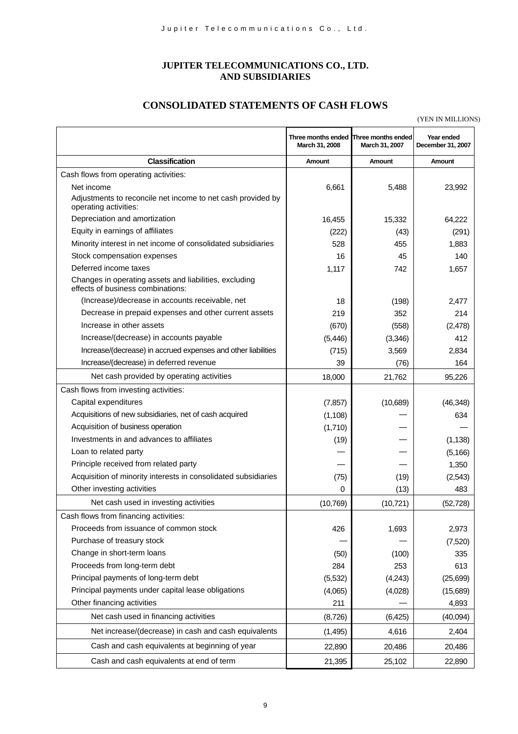# JUPITER TELECOMMUNICATIONS CO., LTD. AND SUBSIDIARIES

## CONSOLIDATED STATEMENTS OF CASH FLOWS

(YEN IN MILLIONS)

| | Three months ended March 31, 2008 | Three months ended March 31, 2007 | Year ended December 31, 2007 |
|---|---|---|---|
| **Classification** | **Amount** | **Amount** | **Amount** |
| Cash flows from operating activities: | | | |
| Net income | 6,661 | 5,488 | 23,992 |
| Adjustments to reconcile net income to net cash provided by operating activities: | | | |
| Depreciation and amortization | 16,455 | 15,332 | 64,222 |
| Equity in earnings of affiliates | (222) | (43) | (291) |
| Minority interest in net income of consolidated subsidiaries | 528 | 455 | 1,883 |
| Stock compensation expenses | 16 | 45 | 140 |
| Deferred income taxes | 1,117 | 742 | 1,657 |
| Changes in operating assets and liabilities, excluding effects of business combinations: | | | |
| (Increase)/decrease in accounts receivable, net | 18 | (198) | 2,477 |
| Decrease in prepaid expenses and other current assets | 219 | 352 | 214 |
| Increase in other assets | (670) | (558) | (2,478) |
| Increase/(decrease) in accounts payable | (5,446) | (3,346) | 412 |
| Increase/(decrease) in accrued expenses and other liabilities | (715) | 3,569 | 2,834 |
| Increase/(decrease) in deferred revenue | 39 | (76) | 164 |
| Net cash provided by operating activities | 18,000 | 21,762 | 95,226 |
| Cash flows from investing activities: | | | |
| Capital expenditures | (7,857) | (10,689) | (46,348) |
| Acquisitions of new subsidiaries, net of cash acquired | (1,108) | — | 634 |
| Acquisition of business operation | (1,710) | — | — |
| Investments in and advances to affiliates | (19) | — | (1,138) |
| Loan to related party | — | — | (5,166) |
| Principle received from related party | — | — | 1,350 |
| Acquisition of minority interests in consolidated subsidiaries | (75) | (19) | (2,543) |
| Other investing activities | 0 | (13) | 483 |
| Net cash used in investing activities | (10,769) | (10,721) | (52,728) |
| Cash flows from financing activities: | | | |
| Proceeds from issuance of common stock | 426 | 1,693 | 2,973 |
| Purchase of treasury stock | — | — | (7,520) |
| Change in short-term loans | (50) | (100) | 335 |
| Proceeds from long-term debt | 284 | 253 | 613 |
| Principal payments of long-term debt | (5,532) | (4,243) | (25,699) |
| Principal payments under capital lease obligations | (4,065) | (4,028) | (15,689) |
| Other financing activities | 211 | — | 4,893 |
| Net cash used in financing activities | (8,726) | (6,425) | (40,094) |
| Net increase/(decrease) in cash and cash equivalents | (1,495) | 4,616 | 2,404 |
| Cash and cash equivalents at beginning of year | 22,890 | 20,486 | 20,486 |
| Cash and cash equivalents at end of term | 21,395 | 25,102 | 22,890 |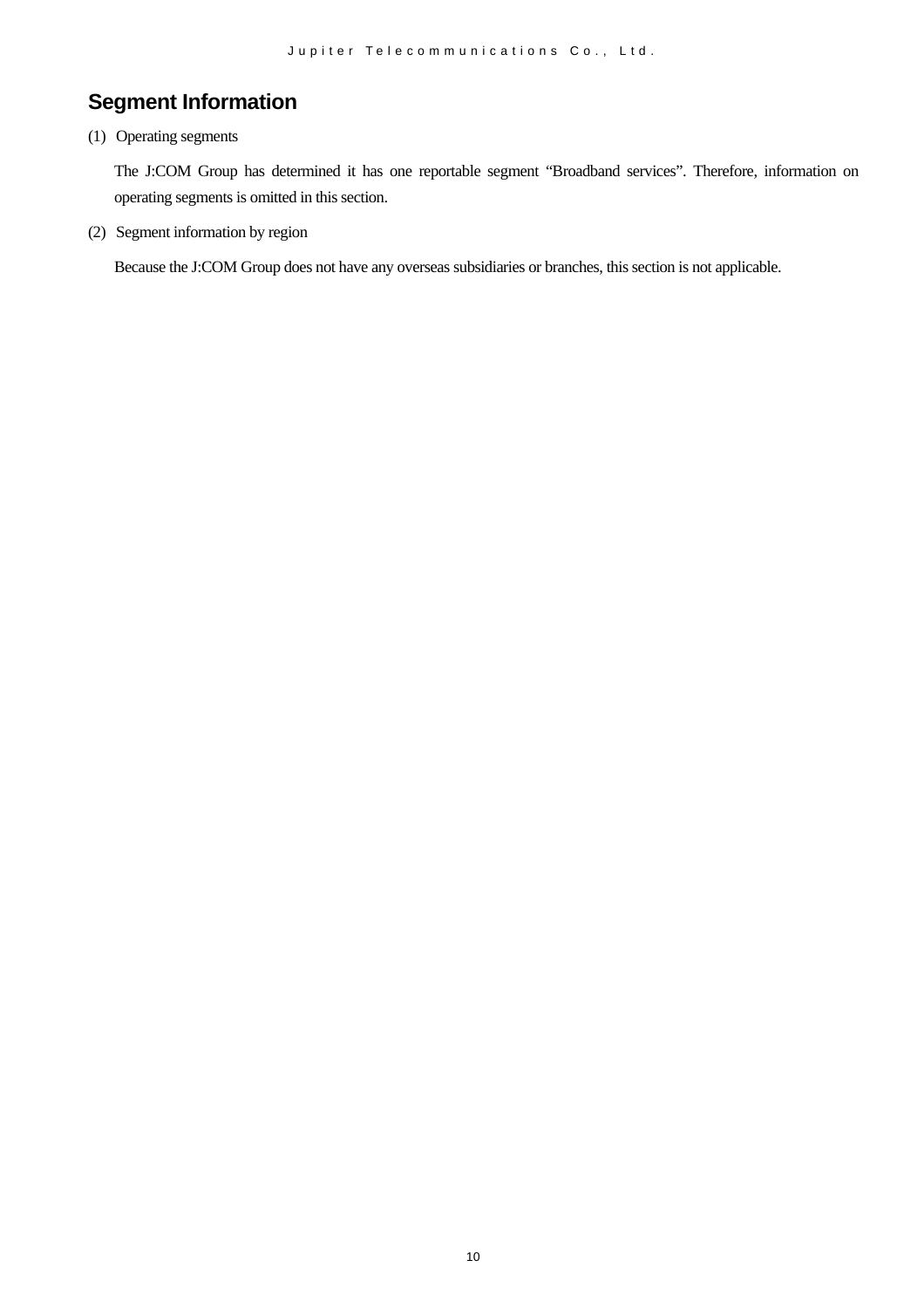## Segment Information

(1) Operating segments

The J:COM Group has determined it has one reportable segment “Broadband services”. Therefore, information on operating segments is omitted in this section.

(2) Segment information by region

Because the J:COM Group does not have any overseas subsidiaries or branches, this section is not applicable.